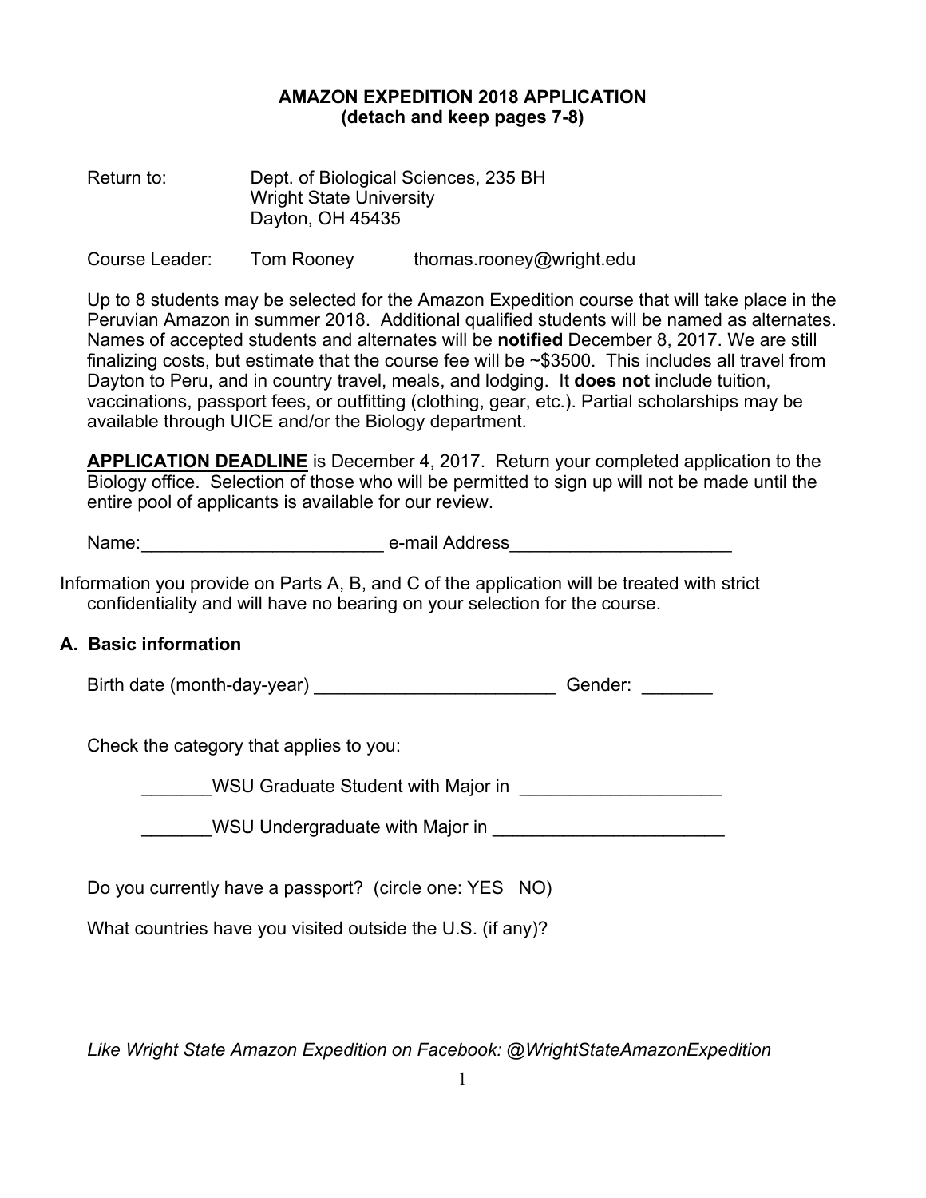# AMAZON EXPEDITION 2018 APPLICATION
**(detach and keep pages 7-8)**

Return to: Dept. of Biological Sciences, 235 BH
Wright State University
Dayton, OH 45435

Course Leader: Tom Rooney thomas.rooney@wright.edu

Up to 8 students may be selected for the Amazon Expedition course that will take place in the Peruvian Amazon in summer 2018. Additional qualified students will be named as alternates. Names of accepted students and alternates will be **notified** December 8, 2017. We are still finalizing costs, but estimate that the course fee will be ~$3500. This includes all travel from Dayton to Peru, and in country travel, meals, and lodging. It **does not** include tuition, vaccinations, passport fees, or outfitting (clothing, gear, etc.). Partial scholarships may be available through UICE and/or the Biology department.

**APPLICATION DEADLINE** is December 4, 2017. Return your completed application to the Biology office. Selection of those who will be permitted to sign up will not be made until the entire pool of applicants is available for our review.

Name:________________________ e-mail Address______________________

Information you provide on Parts A, B, and C of the application will be treated with strict confidentiality and will have no bearing on your selection for the course.

## A. Basic information

Birth date (month-day-year) ________________________ Gender: _______

Check the category that applies to you:

_______WSU Graduate Student with Major in ____________________

_______WSU Undergraduate with Major in _______________________

Do you currently have a passport? (circle one: YES NO)

What countries have you visited outside the U.S. (if any)?

*Like Wright State Amazon Expedition on Facebook: @WrightStateAmazonExpedition*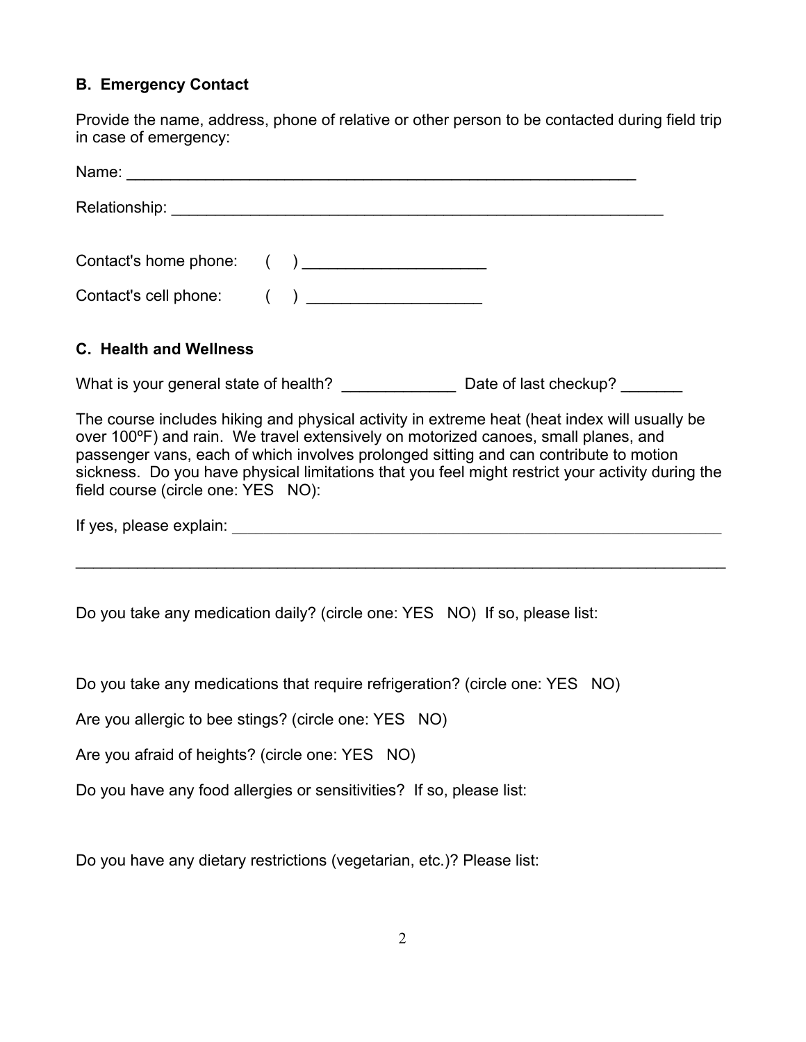## B. Emergency Contact

Provide the name, address, phone of relative or other person to be contacted during field trip in case of emergency:

Name: ____________________________________________________________

Relationship: ____________________________________________________________

Contact's home phone: ( ) _____________________

Contact's cell phone: ( ) ____________________

## C. Health and Wellness

What is your general state of health? _____________ Date of last checkup? _______

The course includes hiking and physical activity in extreme heat (heat index will usually be over 100ºF) and rain. We travel extensively on motorized canoes, small planes, and passenger vans, each of which involves prolonged sitting and can contribute to motion sickness. Do you have physical limitations that you feel might restrict your activity during the field course (circle one: YES NO):

If yes, please explain: ____________________________________________________________

______________________________________________________________________________

Do you take any medication daily? (circle one: YES NO) If so, please list:

Do you take any medications that require refrigeration? (circle one: YES NO)

Are you allergic to bee stings? (circle one: YES NO)

Are you afraid of heights? (circle one: YES NO)

Do you have any food allergies or sensitivities? If so, please list:

Do you have any dietary restrictions (vegetarian, etc.)? Please list: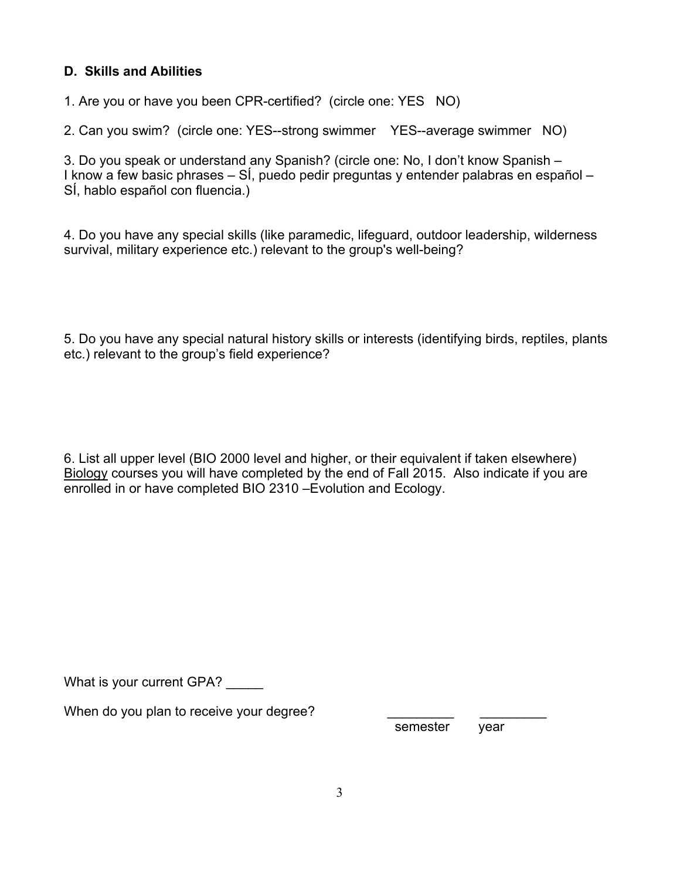**D. Skills and Abilities**

1. Are you or have you been CPR-certified? (circle one: YES NO)

2. Can you swim? (circle one: YES--strong swimmer YES--average swimmer NO)

3. Do you speak or understand any Spanish? (circle one: No, I don't know Spanish – I know a few basic phrases – SÍ, puedo pedir preguntas y entender palabras en español – SÍ, hablo español con fluencia.)

4. Do you have any special skills (like paramedic, lifeguard, outdoor leadership, wilderness survival, military experience etc.) relevant to the group's well-being?

5. Do you have any special natural history skills or interests (identifying birds, reptiles, plants etc.) relevant to the group's field experience?

6. List all upper level (BIO 2000 level and higher, or their equivalent if taken elsewhere) Biology courses you will have completed by the end of Fall 2015. Also indicate if you are enrolled in or have completed BIO 2310 –Evolution and Ecology.

What is your current GPA? _____

When do you plan to receive your degree? _________ _________

semester year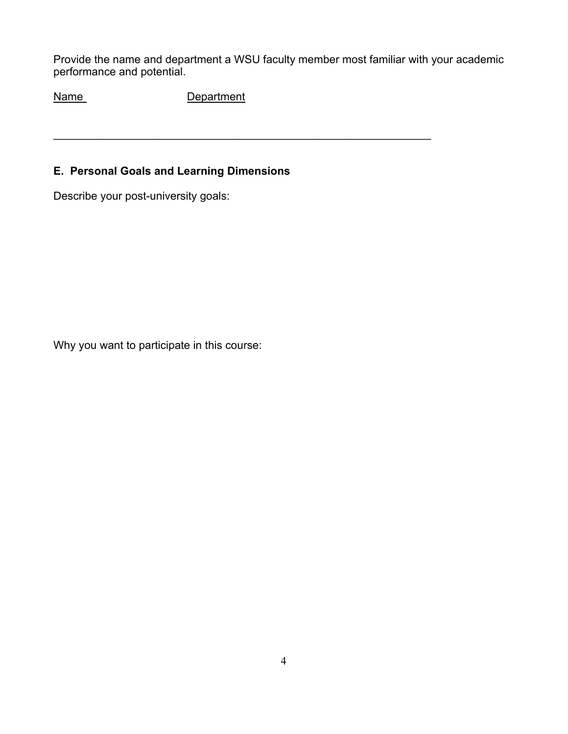Provide the name and department a WSU faculty member most familiar with your academic performance and potential.

<u>Name</u>                    <u>Department</u>

_______________________________________________________________

## E. Personal Goals and Learning Dimensions

Describe your post-university goals:

Why you want to participate in this course: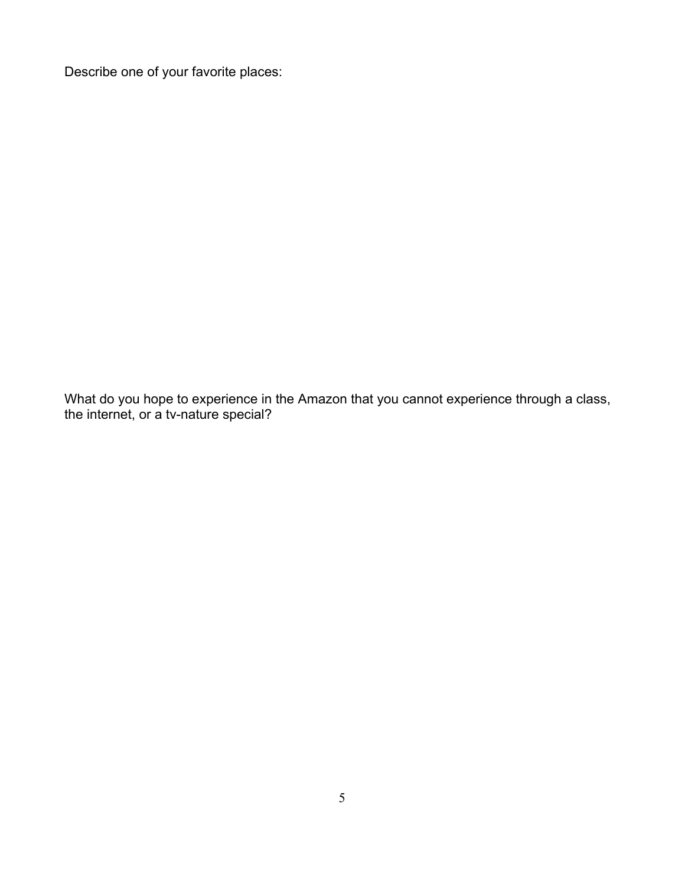Describe one of your favorite places:

What do you hope to experience in the Amazon that you cannot experience through a class, the internet, or a tv-nature special?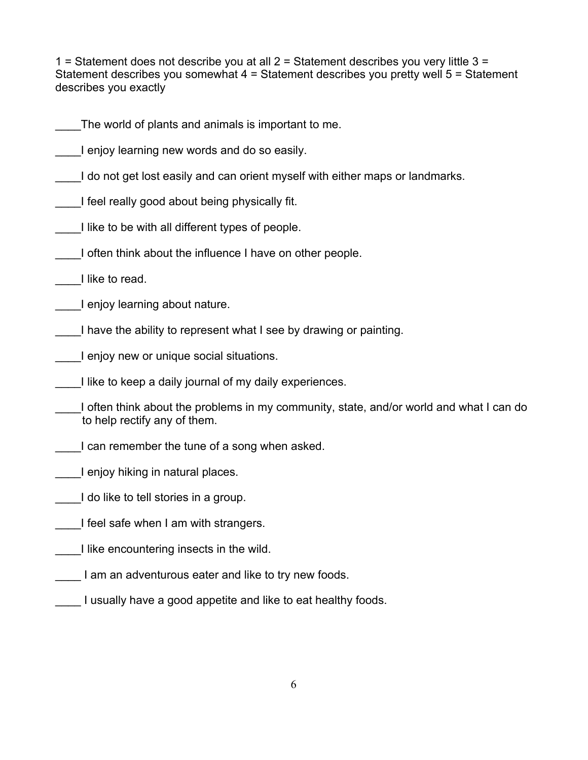1 = Statement does not describe you at all 2 = Statement describes you very little 3 = Statement describes you somewhat 4 = Statement describes you pretty well 5 = Statement describes you exactly

____The world of plants and animals is important to me.

____I enjoy learning new words and do so easily.

____I do not get lost easily and can orient myself with either maps or landmarks.

____I feel really good about being physically fit.

____I like to be with all different types of people.

____I often think about the influence I have on other people.

____I like to read.

____I enjoy learning about nature.

____I have the ability to represent what I see by drawing or painting.

____I enjoy new or unique social situations.

____I like to keep a daily journal of my daily experiences.

____I often think about the problems in my community, state, and/or world and what I can do to help rectify any of them.

____I can remember the tune of a song when asked.

____I enjoy hiking in natural places.

____I do like to tell stories in a group.

____I feel safe when I am with strangers.

____I like encountering insects in the wild.

____ I am an adventurous eater and like to try new foods.

____ I usually have a good appetite and like to eat healthy foods.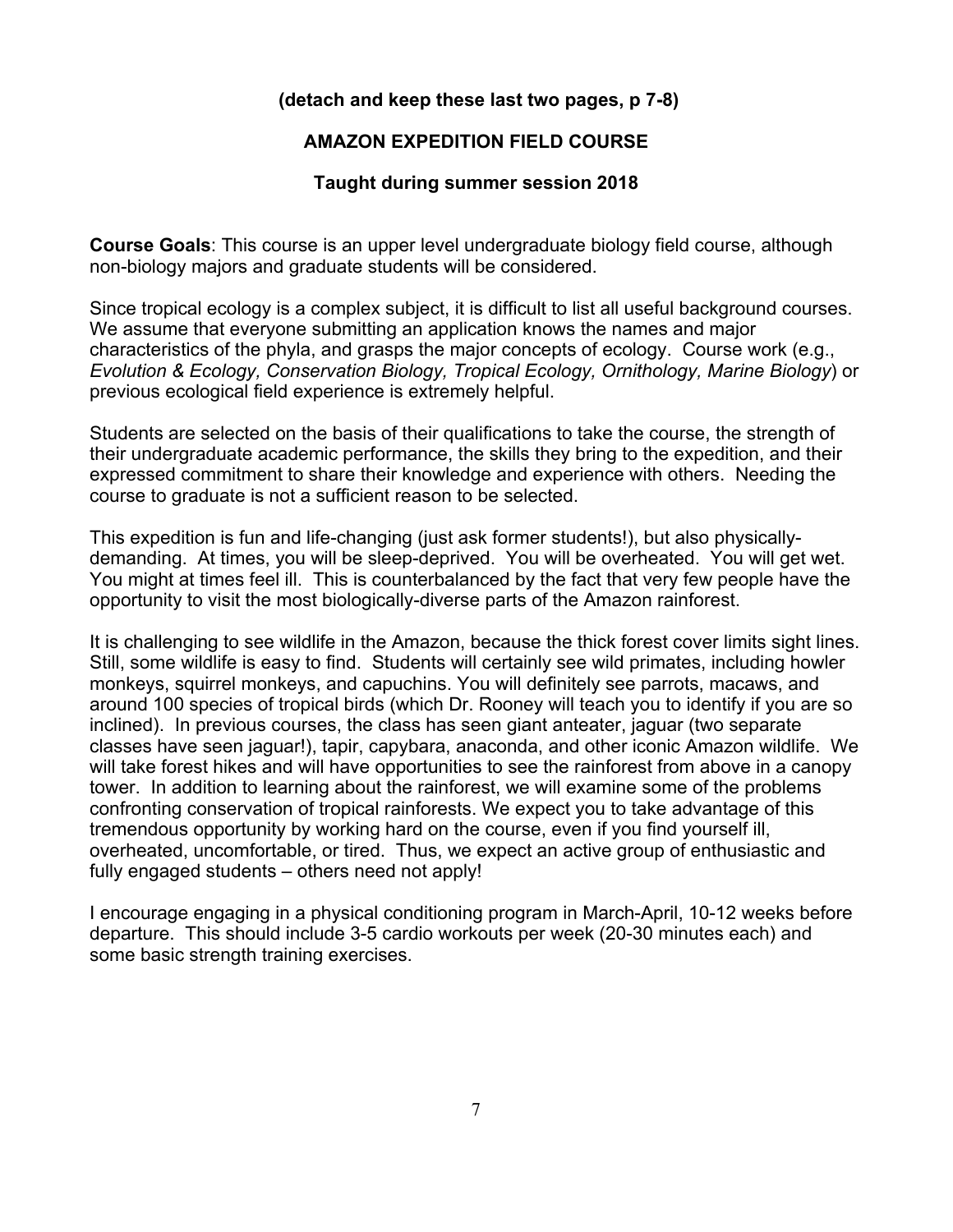**(detach and keep these last two pages, p 7-8)**

## AMAZON EXPEDITION FIELD COURSE

### Taught during summer session 2018

**Course Goals**: This course is an upper level undergraduate biology field course, although non-biology majors and graduate students will be considered.

Since tropical ecology is a complex subject, it is difficult to list all useful background courses. We assume that everyone submitting an application knows the names and major characteristics of the phyla, and grasps the major concepts of ecology. Course work (e.g., *Evolution & Ecology, Conservation Biology, Tropical Ecology, Ornithology, Marine Biology*) or previous ecological field experience is extremely helpful.

Students are selected on the basis of their qualifications to take the course, the strength of their undergraduate academic performance, the skills they bring to the expedition, and their expressed commitment to share their knowledge and experience with others. Needing the course to graduate is not a sufficient reason to be selected.

This expedition is fun and life-changing (just ask former students!), but also physically-demanding. At times, you will be sleep-deprived. You will be overheated. You will get wet. You might at times feel ill. This is counterbalanced by the fact that very few people have the opportunity to visit the most biologically-diverse parts of the Amazon rainforest.

It is challenging to see wildlife in the Amazon, because the thick forest cover limits sight lines. Still, some wildlife is easy to find. Students will certainly see wild primates, including howler monkeys, squirrel monkeys, and capuchins. You will definitely see parrots, macaws, and around 100 species of tropical birds (which Dr. Rooney will teach you to identify if you are so inclined). In previous courses, the class has seen giant anteater, jaguar (two separate classes have seen jaguar!), tapir, capybara, anaconda, and other iconic Amazon wildlife. We will take forest hikes and will have opportunities to see the rainforest from above in a canopy tower. In addition to learning about the rainforest, we will examine some of the problems confronting conservation of tropical rainforests. We expect you to take advantage of this tremendous opportunity by working hard on the course, even if you find yourself ill, overheated, uncomfortable, or tired. Thus, we expect an active group of enthusiastic and fully engaged students – others need not apply!

I encourage engaging in a physical conditioning program in March-April, 10-12 weeks before departure. This should include 3-5 cardio workouts per week (20-30 minutes each) and some basic strength training exercises.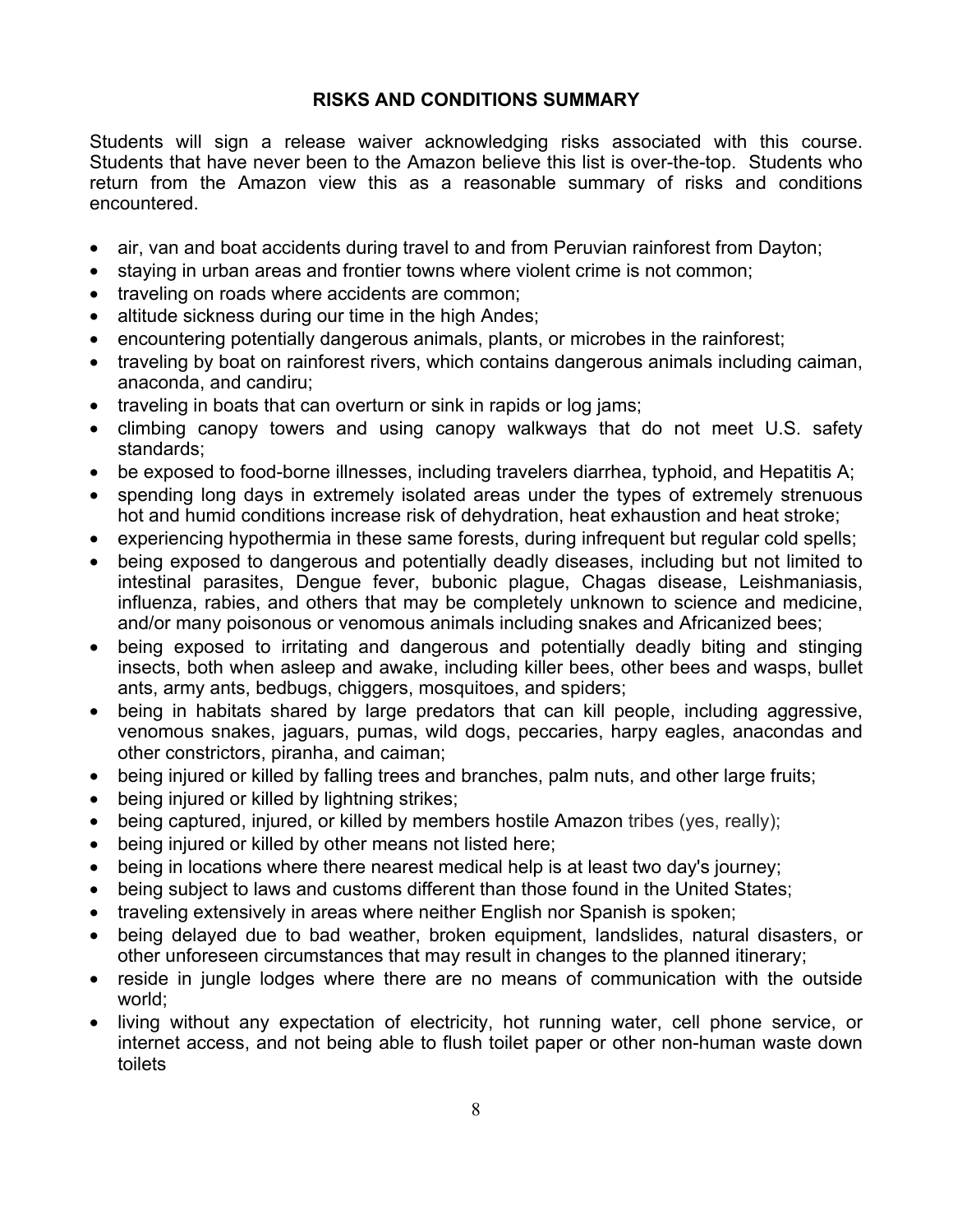**RISKS AND CONDITIONS SUMMARY**

Students will sign a release waiver acknowledging risks associated with this course. Students that have never been to the Amazon believe this list is over-the-top. Students who return from the Amazon view this as a reasonable summary of risks and conditions encountered.

- air, van and boat accidents during travel to and from Peruvian rainforest from Dayton;
- staying in urban areas and frontier towns where violent crime is not common;
- traveling on roads where accidents are common;
- altitude sickness during our time in the high Andes;
- encountering potentially dangerous animals, plants, or microbes in the rainforest;
- traveling by boat on rainforest rivers, which contains dangerous animals including caiman, anaconda, and candiru;
- traveling in boats that can overturn or sink in rapids or log jams;
- climbing canopy towers and using canopy walkways that do not meet U.S. safety standards;
- be exposed to food-borne illnesses, including travelers diarrhea, typhoid, and Hepatitis A;
- spending long days in extremely isolated areas under the types of extremely strenuous hot and humid conditions increase risk of dehydration, heat exhaustion and heat stroke;
- experiencing hypothermia in these same forests, during infrequent but regular cold spells;
- being exposed to dangerous and potentially deadly diseases, including but not limited to intestinal parasites, Dengue fever, bubonic plague, Chagas disease, Leishmaniasis, influenza, rabies, and others that may be completely unknown to science and medicine, and/or many poisonous or venomous animals including snakes and Africanized bees;
- being exposed to irritating and dangerous and potentially deadly biting and stinging insects, both when asleep and awake, including killer bees, other bees and wasps, bullet ants, army ants, bedbugs, chiggers, mosquitoes, and spiders;
- being in habitats shared by large predators that can kill people, including aggressive, venomous snakes, jaguars, pumas, wild dogs, peccaries, harpy eagles, anacondas and other constrictors, piranha, and caiman;
- being injured or killed by falling trees and branches, palm nuts, and other large fruits;
- being injured or killed by lightning strikes;
- being captured, injured, or killed by members hostile Amazon tribes (yes, really);
- being injured or killed by other means not listed here;
- being in locations where there nearest medical help is at least two day's journey;
- being subject to laws and customs different than those found in the United States;
- traveling extensively in areas where neither English nor Spanish is spoken;
- being delayed due to bad weather, broken equipment, landslides, natural disasters, or other unforeseen circumstances that may result in changes to the planned itinerary;
- reside in jungle lodges where there are no means of communication with the outside world;
- living without any expectation of electricity, hot running water, cell phone service, or internet access, and not being able to flush toilet paper or other non-human waste down toilets